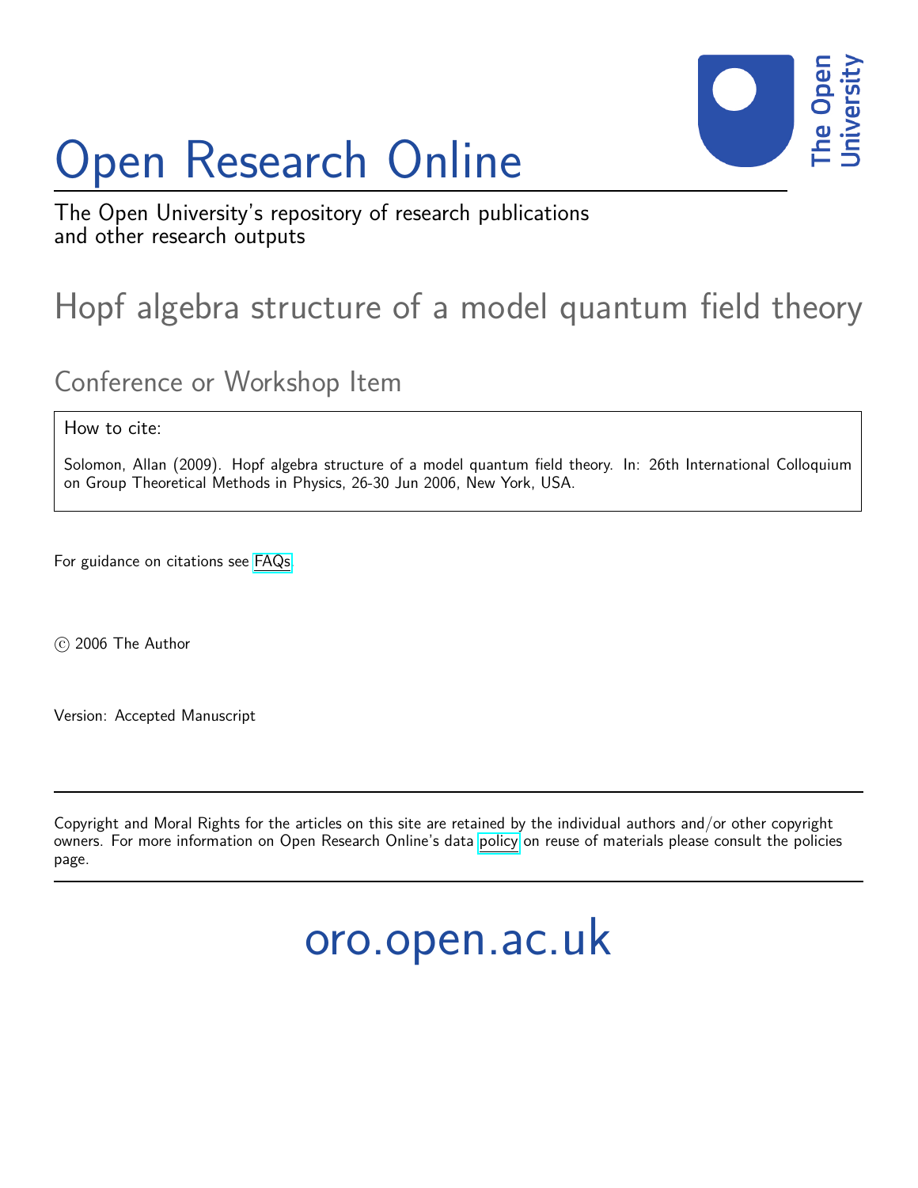# Open Research Online

The Open University's repository of research publications and other research outputs

## Hopf algebra structure of a model quantum field theory

### Conference or Workshop Item

How to cite:

Solomon, Allan (2009). Hopf algebra structure of a model quantum field theory. In: 26th International Colloquium on Group Theoretical Methods in Physics, 26-30 Jun 2006, New York, USA.

For guidance on citations see FAQs.

© 2006 The Author

Version: Accepted Manuscript

---

Copyright and Moral Rights for the articles on this site are retained by the individual authors and/or other copyright owners. For more information on Open Research Online's data policy on reuse of materials please consult the policies page.

---

oro.open.ac.uk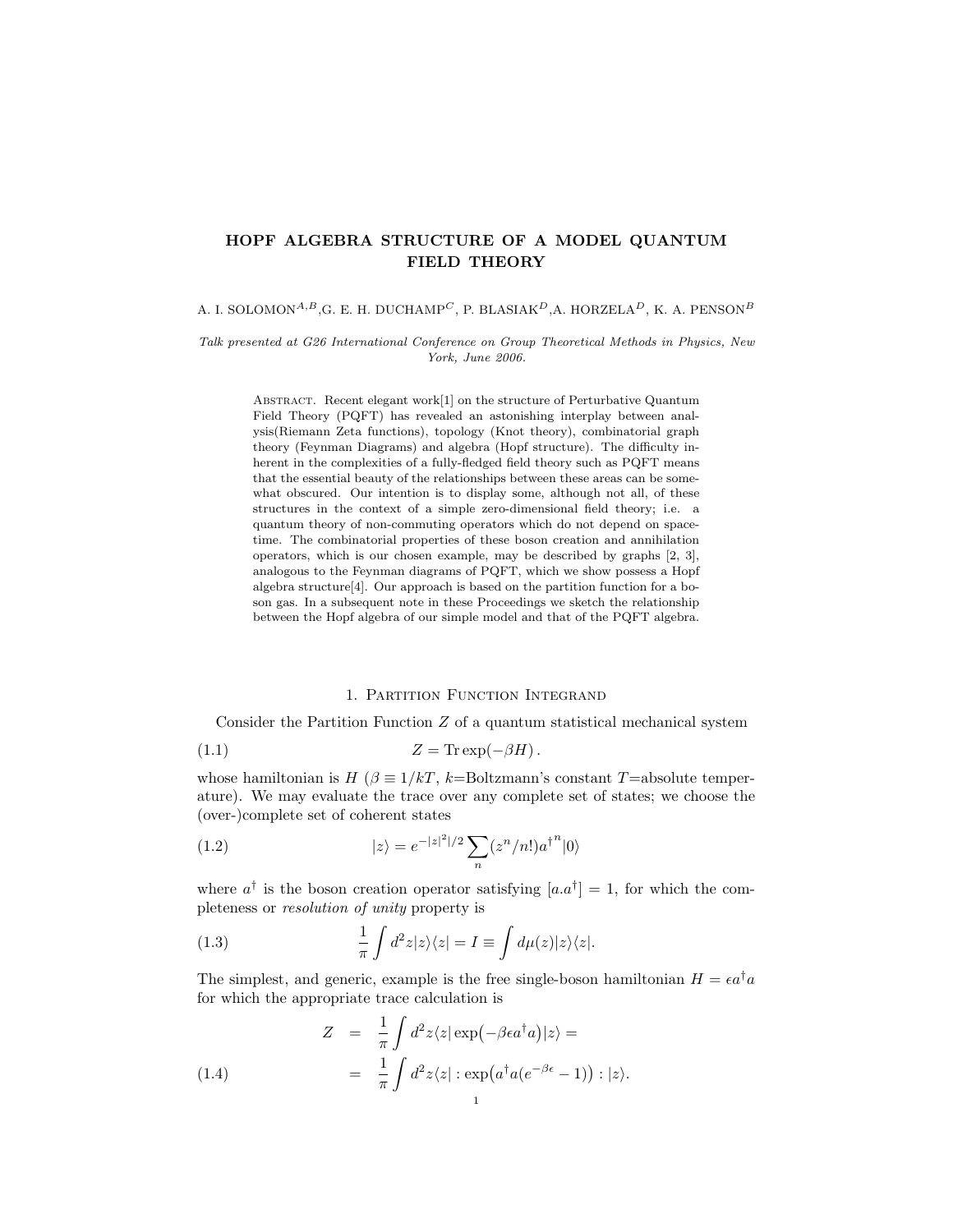# HOPF ALGEBRA STRUCTURE OF A MODEL QUANTUM FIELD THEORY

A. I. SOLOMON[A,B], G. E. H. DUCHAMP[C], P. BLASIAK[D], A. HORZELA[D], K. A. PENSON[B]

*Talk presented at G26 International Conference on Group Theoretical Methods in Physics, New York, June 2006.*

Abstract. Recent elegant work[1] on the structure of Perturbative Quantum Field Theory (PQFT) has revealed an astonishing interplay between analysis(Riemann Zeta functions), topology (Knot theory), combinatorial graph theory (Feynman Diagrams) and algebra (Hopf structure). The difficulty inherent in the complexities of a fully-fledged field theory such as PQFT means that the essential beauty of the relationships between these areas can be somewhat obscured. Our intention is to display some, although not all, of these structures in the context of a simple zero-dimensional field theory; i.e. a quantum theory of non-commuting operators which do not depend on spacetime. The combinatorial properties of these boson creation and annihilation operators, which is our chosen example, may be described by graphs [2, 3], analogous to the Feynman diagrams of PQFT, which we show possess a Hopf algebra structure[4]. Our approach is based on the partition function for a boson gas. In a subsequent note in these Proceedings we sketch the relationship between the Hopf algebra of our simple model and that of the PQFT algebra.

## 1. Partition Function Integrand

Consider the Partition Function $Z$ of a quantum statistical mechanical system

$$Z = \operatorname{Tr} \exp(-\beta H)\,. \tag{1.1}$$

whose hamiltonian is $H$ ($\beta \equiv 1/kT$, $k$=Boltzmann's constant $T$=absolute temperature). We may evaluate the trace over any complete set of states; we choose the (over-)complete set of coherent states

$$|z\rangle = e^{-|z|^2/2} \sum_n (z^n/n!) {a^\dagger}^n |0\rangle \tag{1.2}$$

where $a^\dagger$ is the boson creation operator satisfying $[a.a^\dagger] = 1$, for which the completeness or *resolution of unity* property is

$$\frac{1}{\pi}\int d^2z |z\rangle\langle z| = I \equiv \int d\mu(z) |z\rangle\langle z|. \tag{1.3}$$

The simplest, and generic, example is the free single-boson hamiltonian $H = \epsilon a^\dagger a$ for which the appropriate trace calculation is

$$\begin{aligned} Z &= \frac{1}{\pi}\int d^2z \langle z| \exp\bigl(-\beta\epsilon a^\dagger a\bigr)|z\rangle = \\ &= \frac{1}{\pi}\int d^2z \langle z| :\exp\bigl(a^\dagger a (e^{-\beta\epsilon} - 1)\bigr): |z\rangle. \end{aligned} \tag{1.4}$$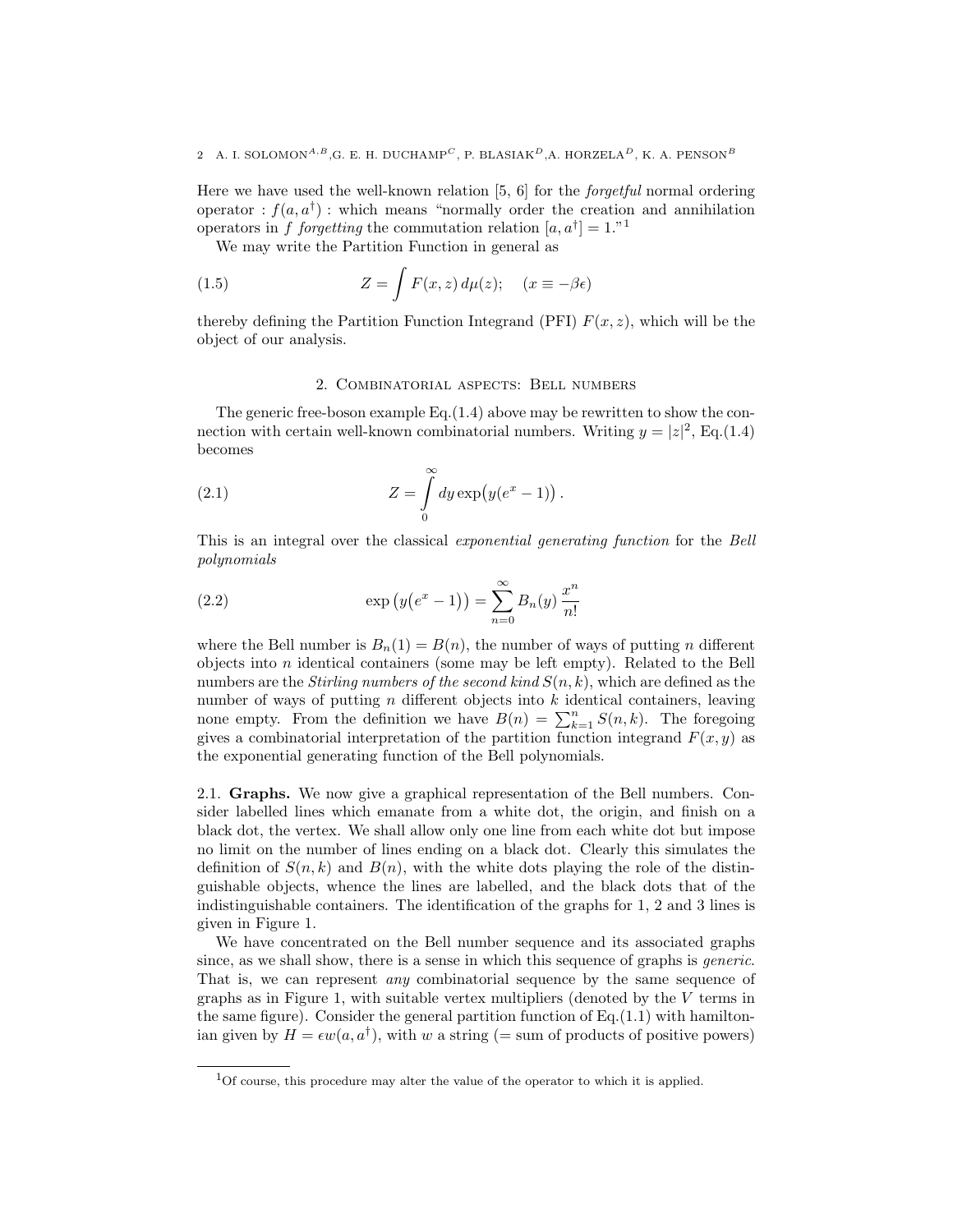Here we have used the well-known relation [5, 6] for the *forgetful* normal ordering operator $: f(a, a^\dagger) :$ which means "normally order the creation and annihilation operators in $f$ *forgetting* the commutation relation $[a, a^\dagger] = 1$."[1]

We may write the Partition Function in general as

$$Z = \int F(x, z)\, d\mu(z); \quad (x \equiv -\beta\epsilon) \tag{1.5}$$

thereby defining the Partition Function Integrand (PFI) $F(x, z)$, which will be the object of our analysis.

## 2. Combinatorial aspects: Bell numbers

The generic free-boson example Eq.(1.4) above may be rewritten to show the connection with certain well-known combinatorial numbers. Writing $y = |z|^2$, Eq.(1.4) becomes

$$Z = \int_0^\infty dy \exp\bigl(y(e^x - 1)\bigr)\,. \tag{2.1}$$

This is an integral over the classical *exponential generating function* for the *Bell polynomials*

$$\exp\bigl(y(e^x - 1)\bigr) = \sum_{n=0}^{\infty} B_n(y)\, \frac{x^n}{n!} \tag{2.2}$$

where the Bell number is $B_n(1) = B(n)$, the number of ways of putting $n$ different objects into $n$ identical containers (some may be left empty). Related to the Bell numbers are the *Stirling numbers of the second kind* $S(n, k)$, which are defined as the number of ways of putting $n$ different objects into $k$ identical containers, leaving none empty. From the definition we have $B(n) = \sum_{k=1}^{n} S(n, k)$. The foregoing gives a combinatorial interpretation of the partition function integrand $F(x, y)$ as the exponential generating function of the Bell polynomials.

### 2.1. **Graphs.**

We now give a graphical representation of the Bell numbers. Consider labelled lines which emanate from a white dot, the origin, and finish on a black dot, the vertex. We shall allow only one line from each white dot but impose no limit on the number of lines ending on a black dot. Clearly this simulates the definition of $S(n, k)$ and $B(n)$, with the white dots playing the role of the distinguishable objects, whence the lines are labelled, and the black dots that of the indistinguishable containers. The identification of the graphs for 1, 2 and 3 lines is given in Figure 1.

We have concentrated on the Bell number sequence and its associated graphs since, as we shall show, there is a sense in which this sequence of graphs is *generic*. That is, we can represent *any* combinatorial sequence by the same sequence of graphs as in Figure 1, with suitable vertex multipliers (denoted by the $V$ terms in the same figure). Consider the general partition function of Eq.(1.1) with hamiltonian given by $H = \epsilon w(a, a^\dagger)$, with $w$ a string (= sum of products of positive powers)

[1] Of course, this procedure may alter the value of the operator to which it is applied.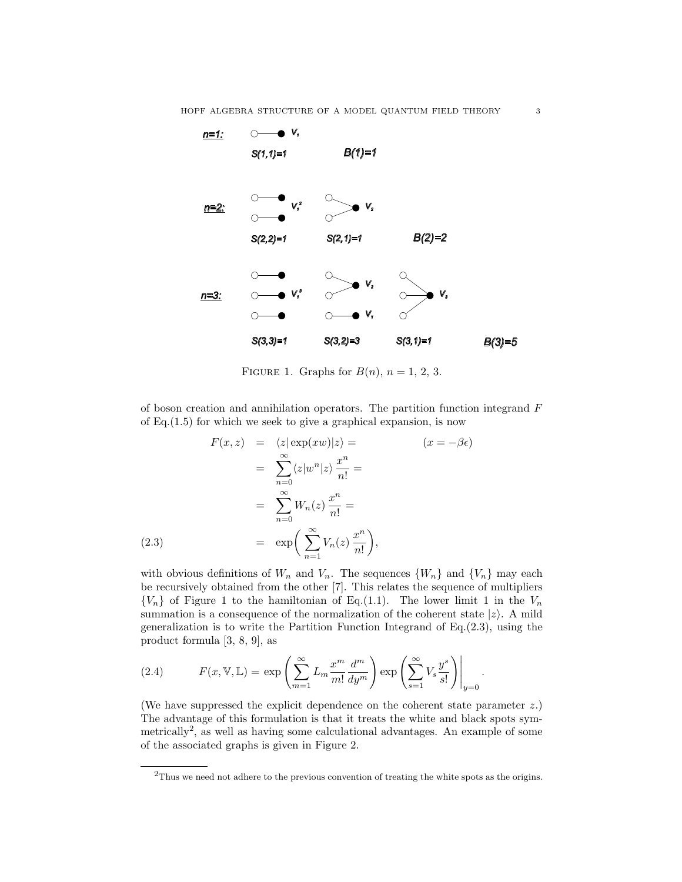FIGURE 1. Graphs for $B(n)$, $n = 1, 2, 3$.

of boson creation and annihilation operators. The partition function integrand $F$ of Eq.(1.5) for which we seek to give a graphical expansion, is now

$$
\begin{aligned}
F(x,z) &= \langle z|\exp(xw)|z\rangle = \qquad\qquad (x=-\beta\epsilon)\\
&= \sum_{n=0}^{\infty}\langle z|w^n|z\rangle\,\frac{x^n}{n!} = \\
&= \sum_{n=0}^{\infty} W_n(z)\,\frac{x^n}{n!} = \\
&= \exp\bigg(\sum_{n=1}^{\infty} V_n(z)\,\frac{x^n}{n!}\bigg), \qquad (2.3)
\end{aligned}
$$

with obvious definitions of $W_n$ and $V_n$. The sequences $\{W_n\}$ and $\{V_n\}$ may each be recursively obtained from the other [7]. This relates the sequence of multipliers $\{V_n\}$ of Figure 1 to the hamiltonian of Eq.(1.1). The lower limit 1 in the $V_n$ summation is a consequence of the normalization of the coherent state $|z\rangle$. A mild generalization is to write the Partition Function Integrand of Eq.(2.3), using the product formula [3, 8, 9], as

$$
F(x,\mathbb{V},\mathbb{L}) = \exp\left(\sum_{m=1}^{\infty} L_m\,\frac{x^m}{m!}\,\frac{d^m}{dy^m}\right)\exp\left(\sum_{s=1}^{\infty} V_s\,\frac{y^s}{s!}\right)\Bigg|_{y=0}. \qquad (2.4)
$$

(We have suppressed the explicit dependence on the coherent state parameter $z$.) The advantage of this formulation is that it treats the white and black spots symmetrically[2], as well as having some calculational advantages. An example of some of the associated graphs is given in Figure 2.

---

[2] Thus we need not adhere to the previous convention of treating the white spots as the origins.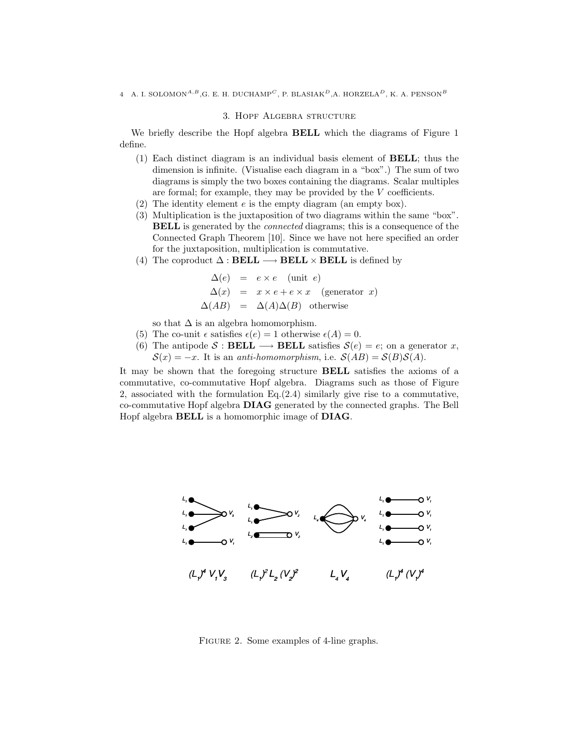## 3. Hopf Algebra structure

We briefly describe the Hopf algebra **BELL** which the diagrams of Figure 1 define.

1. Each distinct diagram is an individual basis element of **BELL**; thus the dimension is infinite. (Visualise each diagram in a "box".) The sum of two diagrams is simply the two boxes containing the diagrams. Scalar multiples are formal; for example, they may be provided by the $V$ coefficients.
2. The identity element $e$ is the empty diagram (an empty box).
3. Multiplication is the juxtaposition of two diagrams within the same "box". **BELL** is generated by the *connected* diagrams; this is a consequence of the Connected Graph Theorem [10]. Since we have not here specified an order for the juxtaposition, multiplication is commutative.
4. The coproduct $\Delta : \mathbf{BELL} \longrightarrow \mathbf{BELL} \times \mathbf{BELL}$ is defined by

$$\begin{aligned}
\Delta(e) &= e \times e \quad (\text{unit } e) \\
\Delta(x) &= x \times e + e \times x \quad (\text{generator } x) \\
\Delta(AB) &= \Delta(A)\Delta(B) \quad \text{otherwise}
\end{aligned}$$

   so that $\Delta$ is an algebra homomorphism.
5. The co-unit $\epsilon$ satisfies $\epsilon(e) = 1$ otherwise $\epsilon(A) = 0$.
6. The antipode $\mathcal{S} : \mathbf{BELL} \longrightarrow \mathbf{BELL}$ satisfies $\mathcal{S}(e) = e$; on a generator $x$, $\mathcal{S}(x) = -x$. It is an *anti-homomorphism*, i.e. $\mathcal{S}(AB) = \mathcal{S}(B)\mathcal{S}(A)$.

It may be shown that the foregoing structure **BELL** satisfies the axioms of a commutative, co-commutative Hopf algebra. Diagrams such as those of Figure 2, associated with the formulation Eq.(2.4) similarly give rise to a commutative, co-commutative Hopf algebra **DIAG** generated by the connected graphs. The Bell Hopf algebra **BELL** is a homomorphic image of **DIAG**.

$(L_1)^4 V_1 V_3$ $\quad$ $(L_1)^2 L_2 (V_2)^2$ $\quad$ $L_4 V_4$ $\quad$ $(L_1)^4 (V_1)^4$

Figure 2. Some examples of 4-line graphs.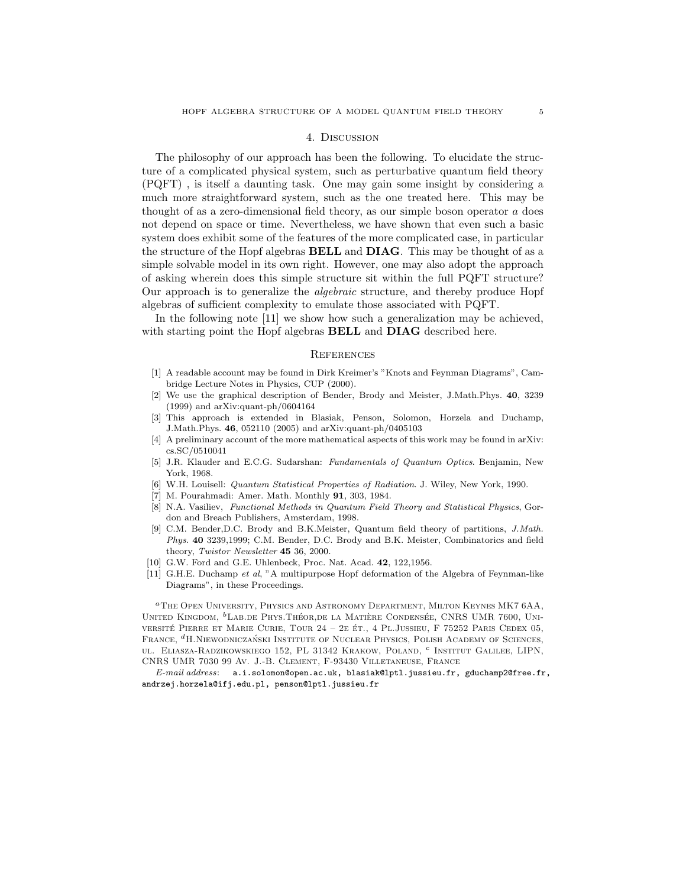## 4. Discussion

The philosophy of our approach has been the following. To elucidate the structure of a complicated physical system, such as perturbative quantum field theory (PQFT) , is itself a daunting task. One may gain some insight by considering a much more straightforward system, such as the one treated here. This may be thought of as a zero-dimensional field theory, as our simple boson operator $a$ does not depend on space or time. Nevertheless, we have shown that even such a basic system does exhibit some of the features of the more complicated case, in particular the structure of the Hopf algebras **BELL** and **DIAG**. This may be thought of as a simple solvable model in its own right. However, one may also adopt the approach of asking wherein does this simple structure sit within the full PQFT structure? Our approach is to generalize the *algebraic* structure, and thereby produce Hopf algebras of sufficient complexity to emulate those associated with PQFT.

In the following note [11] we show how such a generalization may be achieved, with starting point the Hopf algebras **BELL** and **DIAG** described here.

## References

[1] A readable account may be found in Dirk Kreimer's "Knots and Feynman Diagrams", Cambridge Lecture Notes in Physics, CUP (2000).

[2] We use the graphical description of Bender, Brody and Meister, J.Math.Phys. **40**, 3239 (1999) and arXiv:quant-ph/0604164

[3] This approach is extended in Blasiak, Penson, Solomon, Horzela and Duchamp, J.Math.Phys. **46**, 052110 (2005) and arXiv:quant-ph/0405103

[4] A preliminary account of the more mathematical aspects of this work may be found in arXiv: cs.SC/0510041

[5] J.R. Klauder and E.C.G. Sudarshan: *Fundamentals of Quantum Optics*. Benjamin, New York, 1968.

[6] W.H. Louisell: *Quantum Statistical Properties of Radiation*. J. Wiley, New York, 1990.

[7] M. Pourahmadi: Amer. Math. Monthly **91**, 303, 1984.

[8] N.A. Vasiliev, *Functional Methods in Quantum Field Theory and Statistical Physics*, Gordon and Breach Publishers, Amsterdam, 1998.

[9] C.M. Bender,D.C. Brody and B.K.Meister, Quantum field theory of partitions, *J.Math. Phys.* **40** 3239,1999; C.M. Bender, D.C. Brody and B.K. Meister, Combinatorics and field theory, *Twistor Newsletter* **45** 36, 2000.

[10] G.W. Ford and G.E. Uhlenbeck, Proc. Nat. Acad. **42**, 122,1956.

[11] G.H.E. Duchamp *et al*, "A multipurpose Hopf deformation of the Algebra of Feynman-like Diagrams", in these Proceedings.

[a] The Open University, Physics and Astronomy Department, Milton Keynes MK7 6AA, United Kingdom, [b] Lab.de Phys.Théor,de la Matière Condensée, CNRS UMR 7600, Université Pierre et Marie Curie, Tour 24 – 2e ét., 4 Pl.Jussieu, F 75252 Paris Cedex 05, France, [d] H.Niewodniczański Institute of Nuclear Physics, Polish Academy of Sciences, ul. Eliasza-Radzikowskiego 152, PL 31342 Krakow, Poland, [c] Institut Galilee, LIPN, CNRS UMR 7030 99 Av. J.-B. Clement, F-93430 Villetaneuse, France

*E-mail address*: a.i.solomon@open.ac.uk, blasiak@lptl.jussieu.fr, gduchamp2@free.fr, andrzej.horzela@ifj.edu.pl, penson@lptl.jussieu.fr